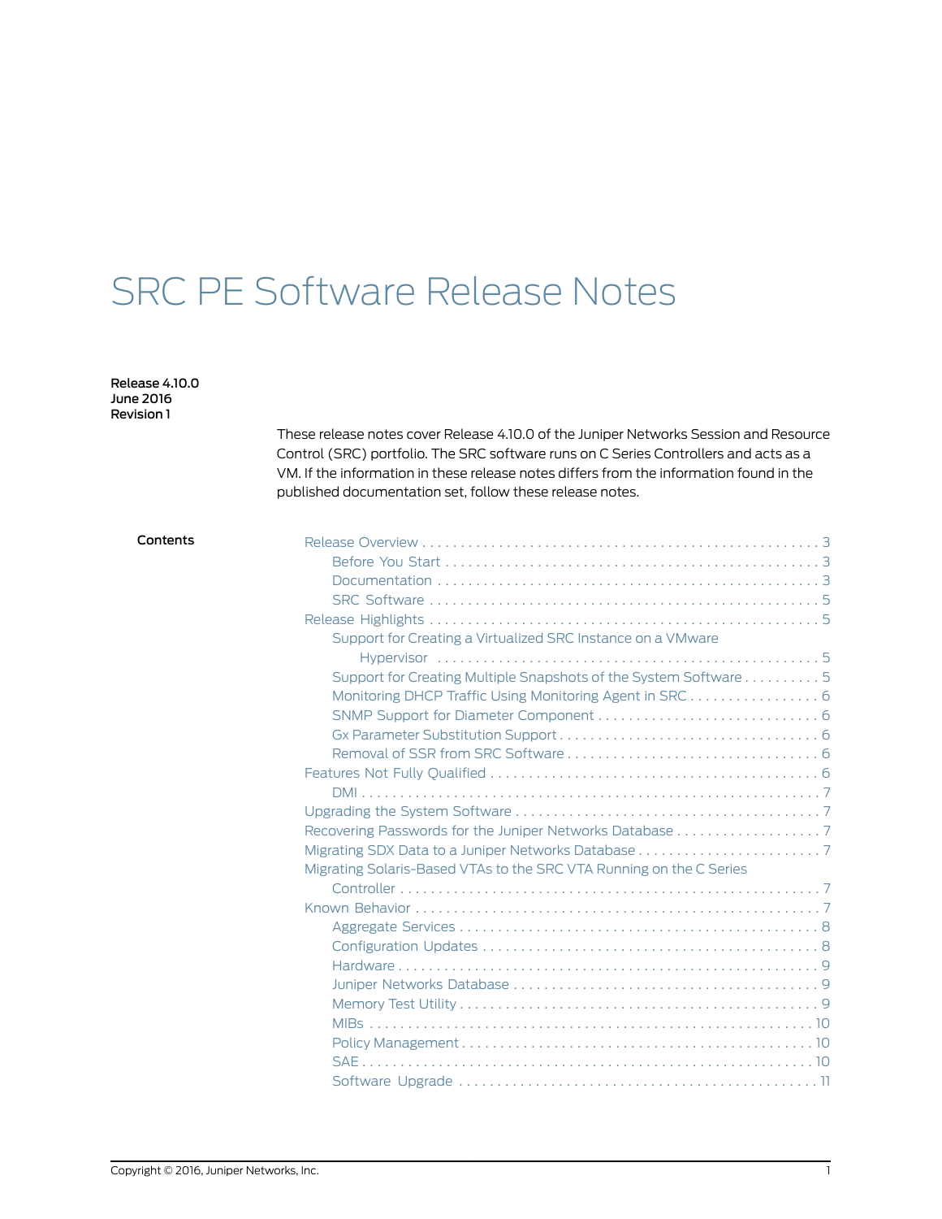# SRC PE Software Release Notes

**Release 4.10.0**
**June 2016**
**Revision 1**

These release notes cover Release 4.10.0 of the Juniper Networks Session and Resource Control (SRC) portfolio. The SRC software runs on C Series Controllers and acts as a VM. If the information in these release notes differs from the information found in the published documentation set, follow these release notes.

**Contents**

- Release Overview . . . 3
  - Before You Start . . . 3
  - Documentation . . . 3
  - SRC Software . . . 5
- Release Highlights . . . 5
  - Support for Creating a Virtualized SRC Instance on a VMware Hypervisor . . . 5
  - Support for Creating Multiple Snapshots of the System Software . . . 5
  - Monitoring DHCP Traffic Using Monitoring Agent in SRC . . . 6
  - SNMP Support for Diameter Component . . . 6
  - Gx Parameter Substitution Support . . . 6
  - Removal of SSR from SRC Software . . . 6
- Features Not Fully Qualified . . . 6
  - DMI . . . 7
- Upgrading the System Software . . . 7
- Recovering Passwords for the Juniper Networks Database . . . 7
- Migrating SDX Data to a Juniper Networks Database . . . 7
- Migrating Solaris-Based VTAs to the SRC VTA Running on the C Series Controller . . . 7
- Known Behavior . . . 7
  - Aggregate Services . . . 8
  - Configuration Updates . . . 8
  - Hardware . . . 9
  - Juniper Networks Database . . . 9
  - Memory Test Utility . . . 9
  - MIBs . . . 10
  - Policy Management . . . 10
  - SAE . . . 10
  - Software Upgrade . . . 11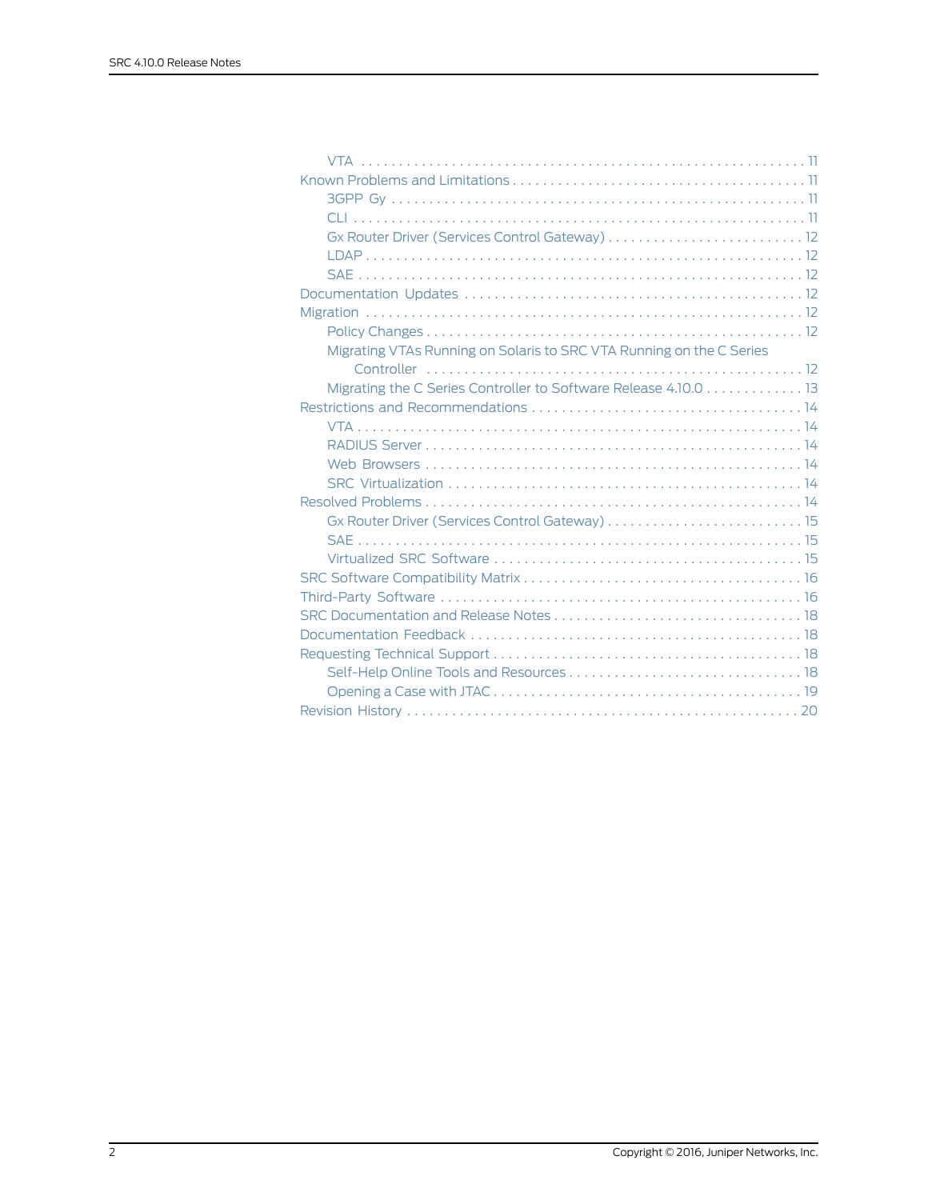- VTA . . . . . . . . . . . . . . . . . . . . . . . . . . . . . . . . . . . . . . . . . . . . . . . . . . . . . . . . . . . . . 11
- Known Problems and Limitations . . . . . . . . . . . . . . . . . . . . . . . . . . . . . . . . . . . . . . . . . 11
  - 3GPP Gy . . . . . . . . . . . . . . . . . . . . . . . . . . . . . . . . . . . . . . . . . . . . . . . . . . . . . . . . 11
  - CLI . . . . . . . . . . . . . . . . . . . . . . . . . . . . . . . . . . . . . . . . . . . . . . . . . . . . . . . . . . . . . 11
  - Gx Router Driver (Services Control Gateway) . . . . . . . . . . . . . . . . . . . . . . . . . . 12
  - LDAP . . . . . . . . . . . . . . . . . . . . . . . . . . . . . . . . . . . . . . . . . . . . . . . . . . . . . . . . . . . 12
  - SAE . . . . . . . . . . . . . . . . . . . . . . . . . . . . . . . . . . . . . . . . . . . . . . . . . . . . . . . . . . . . 12
- Documentation Updates . . . . . . . . . . . . . . . . . . . . . . . . . . . . . . . . . . . . . . . . . . . . . . 12
- Migration . . . . . . . . . . . . . . . . . . . . . . . . . . . . . . . . . . . . . . . . . . . . . . . . . . . . . . . . . . 12
  - Policy Changes . . . . . . . . . . . . . . . . . . . . . . . . . . . . . . . . . . . . . . . . . . . . . . . . . . . 12
  - Migrating VTAs Running on Solaris to SRC VTA Running on the C Series Controller . . . . . . . . . . . . . . . . . . . . . . . . . . . . . . . . . . . . . . . . . . . . . . . . . . . . 12
  - Migrating the C Series Controller to Software Release 4.10.0 . . . . . . . . . . . . . 13
- Restrictions and Recommendations . . . . . . . . . . . . . . . . . . . . . . . . . . . . . . . . . . . . . 14
  - VTA . . . . . . . . . . . . . . . . . . . . . . . . . . . . . . . . . . . . . . . . . . . . . . . . . . . . . . . . . . . . . 14
  - RADIUS Server . . . . . . . . . . . . . . . . . . . . . . . . . . . . . . . . . . . . . . . . . . . . . . . . . . . 14
  - Web Browsers . . . . . . . . . . . . . . . . . . . . . . . . . . . . . . . . . . . . . . . . . . . . . . . . . . . 14
  - SRC Virtualization . . . . . . . . . . . . . . . . . . . . . . . . . . . . . . . . . . . . . . . . . . . . . . . . 14
- Resolved Problems . . . . . . . . . . . . . . . . . . . . . . . . . . . . . . . . . . . . . . . . . . . . . . . . . . 14
  - Gx Router Driver (Services Control Gateway) . . . . . . . . . . . . . . . . . . . . . . . . . . 15
  - SAE . . . . . . . . . . . . . . . . . . . . . . . . . . . . . . . . . . . . . . . . . . . . . . . . . . . . . . . . . . . . 15
  - Virtualized SRC Software . . . . . . . . . . . . . . . . . . . . . . . . . . . . . . . . . . . . . . . . . . 15
- SRC Software Compatibility Matrix . . . . . . . . . . . . . . . . . . . . . . . . . . . . . . . . . . . . . 16
- Third-Party Software . . . . . . . . . . . . . . . . . . . . . . . . . . . . . . . . . . . . . . . . . . . . . . . . . 16
- SRC Documentation and Release Notes . . . . . . . . . . . . . . . . . . . . . . . . . . . . . . . . . 18
- Documentation Feedback . . . . . . . . . . . . . . . . . . . . . . . . . . . . . . . . . . . . . . . . . . . . 18
- Requesting Technical Support . . . . . . . . . . . . . . . . . . . . . . . . . . . . . . . . . . . . . . . . . 18
  - Self-Help Online Tools and Resources . . . . . . . . . . . . . . . . . . . . . . . . . . . . . . . 18
  - Opening a Case with JTAC . . . . . . . . . . . . . . . . . . . . . . . . . . . . . . . . . . . . . . . . . 19
- Revision History . . . . . . . . . . . . . . . . . . . . . . . . . . . . . . . . . . . . . . . . . . . . . . . . . . . . 20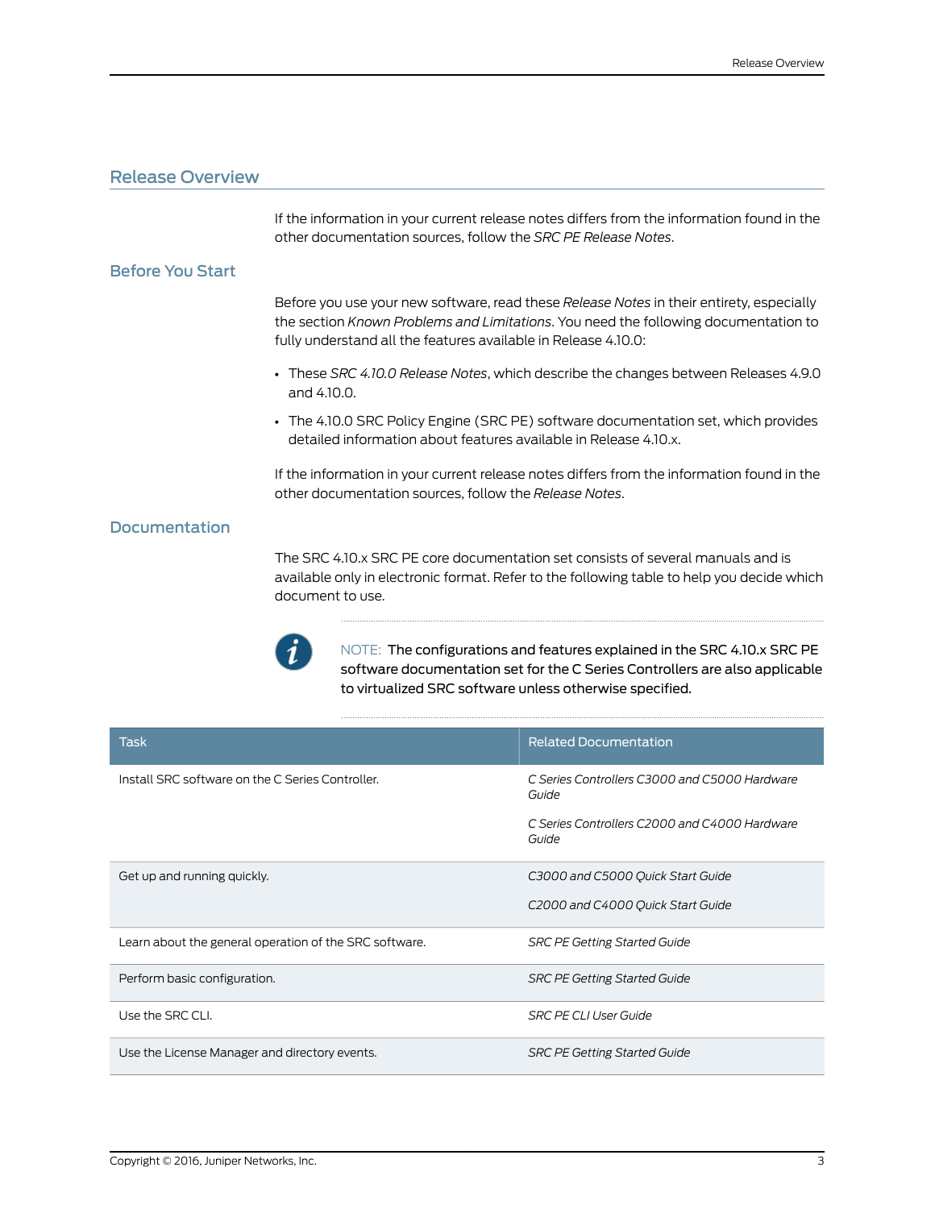## Release Overview

If the information in your current release notes differs from the information found in the other documentation sources, follow the *SRC PE Release Notes*.

### Before You Start

Before you use your new software, read these *Release Notes* in their entirety, especially the section *Known Problems and Limitations*. You need the following documentation to fully understand all the features available in Release 4.10.0:

- These *SRC 4.10.0 Release Notes*, which describe the changes between Releases 4.9.0 and 4.10.0.
- The 4.10.0 SRC Policy Engine (SRC PE) software documentation set, which provides detailed information about features available in Release 4.10.x.

If the information in your current release notes differs from the information found in the other documentation sources, follow the *Release Notes*.

### Documentation

The SRC 4.10.x SRC PE core documentation set consists of several manuals and is available only in electronic format. Refer to the following table to help you decide which document to use.

NOTE: The configurations and features explained in the SRC 4.10.x SRC PE software documentation set for the C Series Controllers are also applicable to virtualized SRC software unless otherwise specified.

| Task | Related Documentation |
|---|---|
| Install SRC software on the C Series Controller. | *C Series Controllers C3000 and C5000 Hardware Guide*<br><br>*C Series Controllers C2000 and C4000 Hardware Guide* |
| Get up and running quickly. | *C3000 and C5000 Quick Start Guide*<br><br>*C2000 and C4000 Quick Start Guide* |
| Learn about the general operation of the SRC software. | *SRC PE Getting Started Guide* |
| Perform basic configuration. | *SRC PE Getting Started Guide* |
| Use the SRC CLI. | *SRC PE CLI User Guide* |
| Use the License Manager and directory events. | *SRC PE Getting Started Guide* |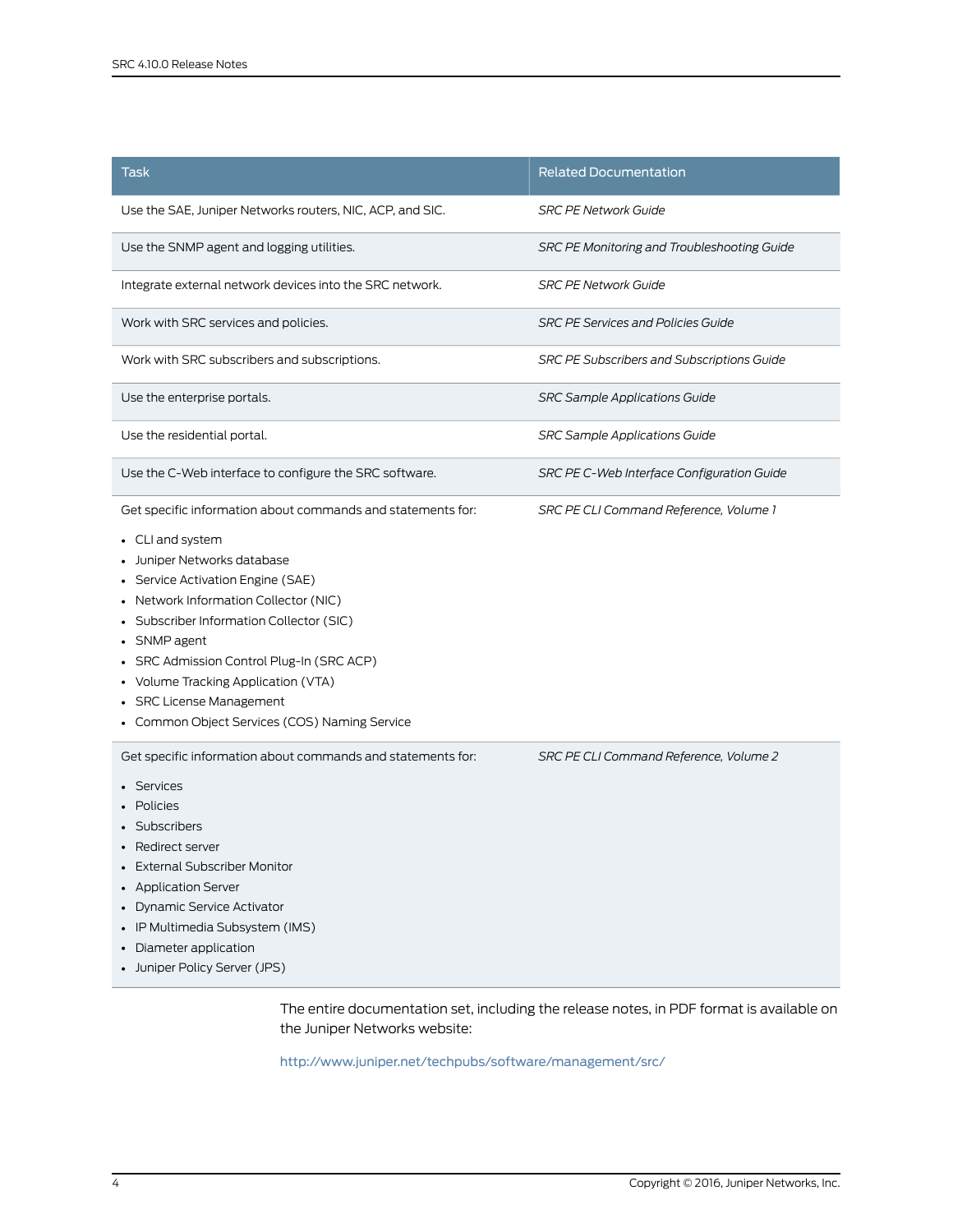| Task | Related Documentation |
| --- | --- |
| Use the SAE, Juniper Networks routers, NIC, ACP, and SIC. | *SRC PE Network Guide* |
| Use the SNMP agent and logging utilities. | *SRC PE Monitoring and Troubleshooting Guide* |
| Integrate external network devices into the SRC network. | *SRC PE Network Guide* |
| Work with SRC services and policies. | *SRC PE Services and Policies Guide* |
| Work with SRC subscribers and subscriptions. | *SRC PE Subscribers and Subscriptions Guide* |
| Use the enterprise portals. | *SRC Sample Applications Guide* |
| Use the residential portal. | *SRC Sample Applications Guide* |
| Use the C-Web interface to configure the SRC software. | *SRC PE C-Web Interface Configuration Guide* |
| Get specific information about commands and statements for:<br>• CLI and system<br>• Juniper Networks database<br>• Service Activation Engine (SAE)<br>• Network Information Collector (NIC)<br>• Subscriber Information Collector (SIC)<br>• SNMP agent<br>• SRC Admission Control Plug-In (SRC ACP)<br>• Volume Tracking Application (VTA)<br>• SRC License Management<br>• Common Object Services (COS) Naming Service | *SRC PE CLI Command Reference, Volume 1* |
| Get specific information about commands and statements for:<br>• Services<br>• Policies<br>• Subscribers<br>• Redirect server<br>• External Subscriber Monitor<br>• Application Server<br>• Dynamic Service Activator<br>• IP Multimedia Subsystem (IMS)<br>• Diameter application<br>• Juniper Policy Server (JPS) | *SRC PE CLI Command Reference, Volume 2* |

The entire documentation set, including the release notes, in PDF format is available on the Juniper Networks website:

http://www.juniper.net/techpubs/software/management/src/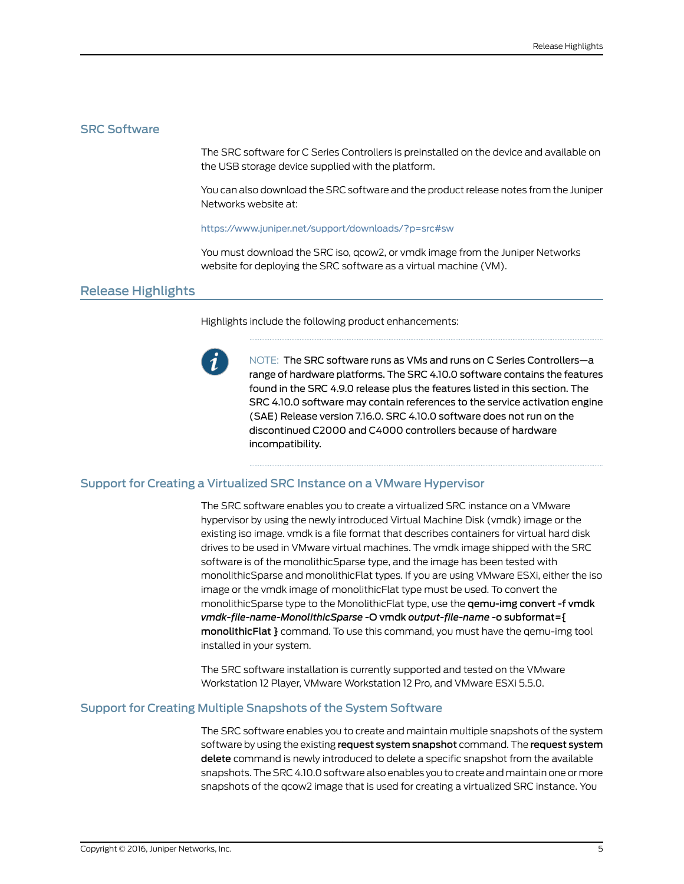## SRC Software

The SRC software for C Series Controllers is preinstalled on the device and available on the USB storage device supplied with the platform.

You can also download the SRC software and the product release notes from the Juniper Networks website at:

https://www.juniper.net/support/downloads/?p=src#sw

You must download the SRC iso, qcow2, or vmdk image from the Juniper Networks website for deploying the SRC software as a virtual machine (VM).

## Release Highlights

Highlights include the following product enhancements:

> NOTE: The SRC software runs as VMs and runs on C Series Controllers—a range of hardware platforms. The SRC 4.10.0 software contains the features found in the SRC 4.9.0 release plus the features listed in this section. The SRC 4.10.0 software may contain references to the service activation engine (SAE) Release version 7.16.0. SRC 4.10.0 software does not run on the discontinued C2000 and C4000 controllers because of hardware incompatibility.

### Support for Creating a Virtualized SRC Instance on a VMware Hypervisor

The SRC software enables you to create a virtualized SRC instance on a VMware hypervisor by using the newly introduced Virtual Machine Disk (vmdk) image or the existing iso image. vmdk is a file format that describes containers for virtual hard disk drives to be used in VMware virtual machines. The vmdk image shipped with the SRC software is of the monolithicSparse type, and the image has been tested with monolithicSparse and monolithicFlat types. If you are using VMware ESXi, either the iso image or the vmdk image of monolithicFlat type must be used. To convert the monolithicSparse type to the MonolithicFlat type, use the **qemu-img convert -f vmdk** ***vmdk-file-name-MonolithicSparse*** **-O vmdk** ***output-file-name*** **-o subformat={ monolithicFlat }** command. To use this command, you must have the qemu-img tool installed in your system.

The SRC software installation is currently supported and tested on the VMware Workstation 12 Player, VMware Workstation 12 Pro, and VMware ESXi 5.5.0.

### Support for Creating Multiple Snapshots of the System Software

The SRC software enables you to create and maintain multiple snapshots of the system software by using the existing **request system snapshot** command. The **request system delete** command is newly introduced to delete a specific snapshot from the available snapshots. The SRC 4.10.0 software also enables you to create and maintain one or more snapshots of the qcow2 image that is used for creating a virtualized SRC instance. You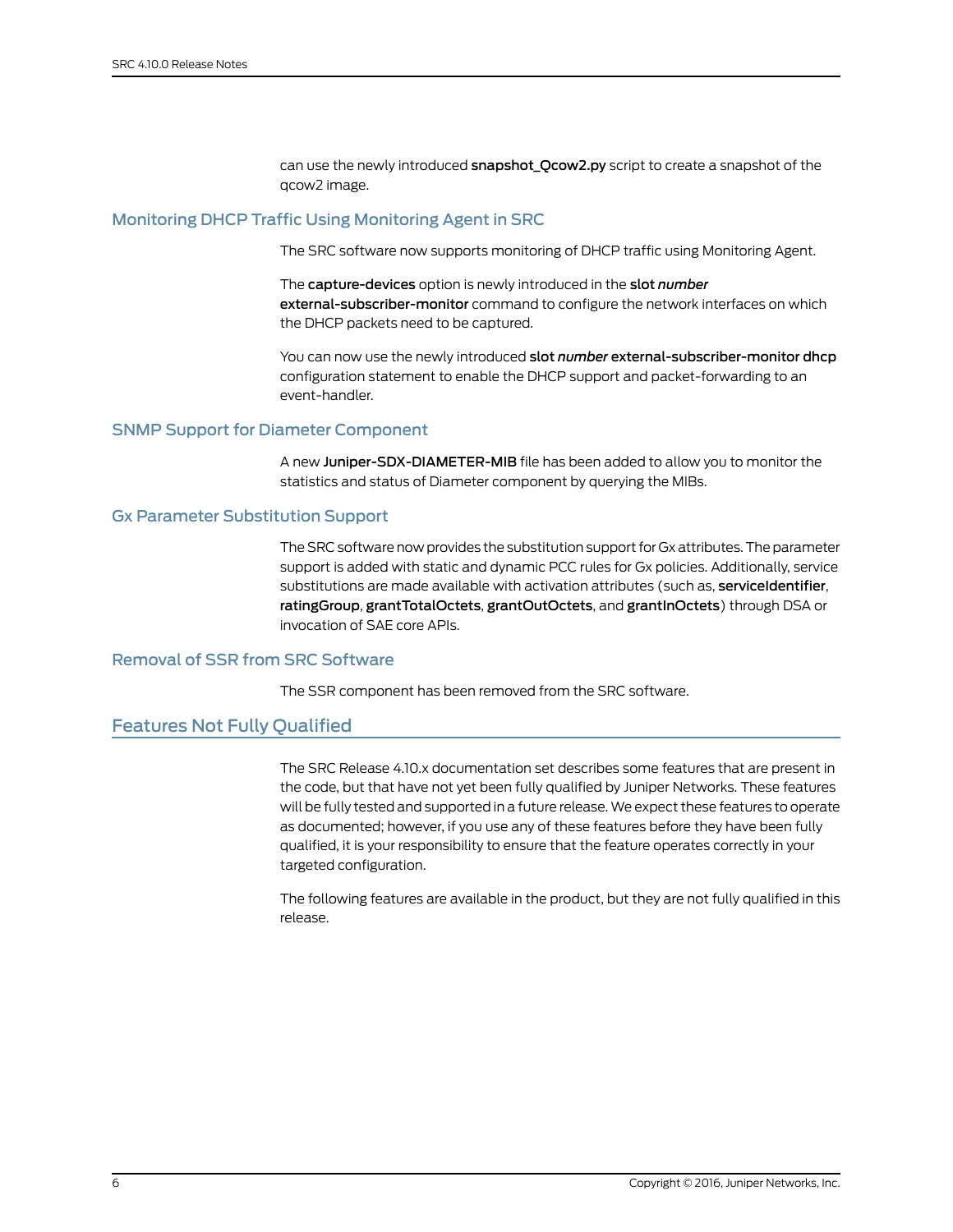can use the newly introduced **snapshot_Qcow2.py** script to create a snapshot of the qcow2 image.

### Monitoring DHCP Traffic Using Monitoring Agent in SRC

The SRC software now supports monitoring of DHCP traffic using Monitoring Agent.

The **capture-devices** option is newly introduced in the **slot** ***number*** **external-subscriber-monitor** command to configure the network interfaces on which the DHCP packets need to be captured.

You can now use the newly introduced **slot** ***number*** **external-subscriber-monitor dhcp** configuration statement to enable the DHCP support and packet-forwarding to an event-handler.

### SNMP Support for Diameter Component

A new **Juniper-SDX-DIAMETER-MIB** file has been added to allow you to monitor the statistics and status of Diameter component by querying the MIBs.

### Gx Parameter Substitution Support

The SRC software now provides the substitution support for Gx attributes. The parameter support is added with static and dynamic PCC rules for Gx policies. Additionally, service substitutions are made available with activation attributes (such as, **serviceIdentifier**, **ratingGroup**, **grantTotalOctets**, **grantOutOctets**, and **grantInOctets**) through DSA or invocation of SAE core APIs.

### Removal of SSR from SRC Software

The SSR component has been removed from the SRC software.

## Features Not Fully Qualified

The SRC Release 4.10.x documentation set describes some features that are present in the code, but that have not yet been fully qualified by Juniper Networks. These features will be fully tested and supported in a future release. We expect these features to operate as documented; however, if you use any of these features before they have been fully qualified, it is your responsibility to ensure that the feature operates correctly in your targeted configuration.

The following features are available in the product, but they are not fully qualified in this release.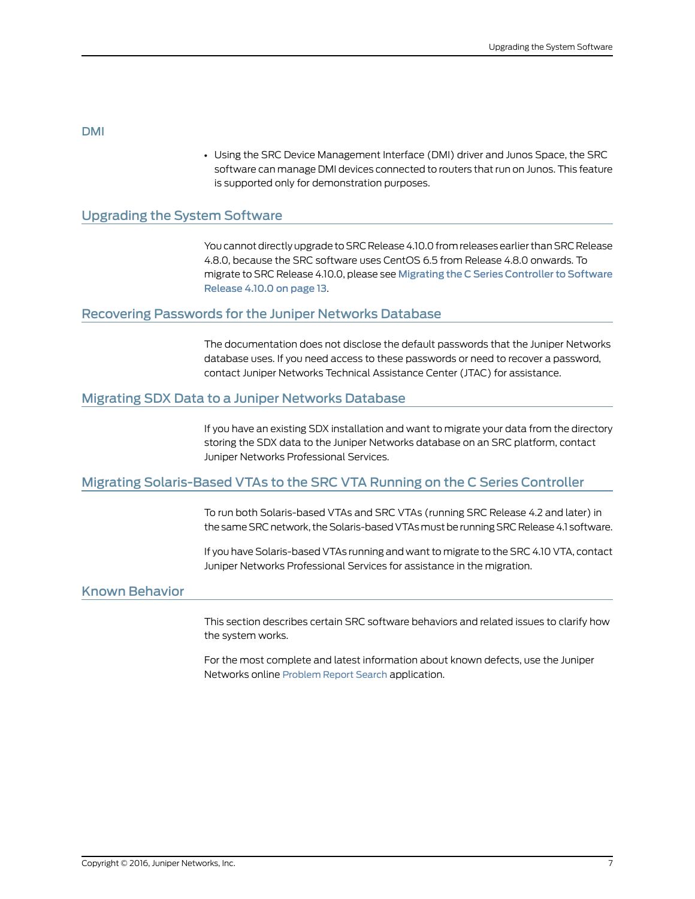## DMI

- Using the SRC Device Management Interface (DMI) driver and Junos Space, the SRC software can manage DMI devices connected to routers that run on Junos. This feature is supported only for demonstration purposes.

## Upgrading the System Software

You cannot directly upgrade to SRC Release 4.10.0 from releases earlier than SRC Release 4.8.0, because the SRC software uses CentOS 6.5 from Release 4.8.0 onwards. To migrate to SRC Release 4.10.0, please see Migrating the C Series Controller to Software Release 4.10.0 on page 13.

## Recovering Passwords for the Juniper Networks Database

The documentation does not disclose the default passwords that the Juniper Networks database uses. If you need access to these passwords or need to recover a password, contact Juniper Networks Technical Assistance Center (JTAC) for assistance.

## Migrating SDX Data to a Juniper Networks Database

If you have an existing SDX installation and want to migrate your data from the directory storing the SDX data to the Juniper Networks database on an SRC platform, contact Juniper Networks Professional Services.

## Migrating Solaris-Based VTAs to the SRC VTA Running on the C Series Controller

To run both Solaris-based VTAs and SRC VTAs (running SRC Release 4.2 and later) in the same SRC network, the Solaris-based VTAs must be running SRC Release 4.1 software.

If you have Solaris-based VTAs running and want to migrate to the SRC 4.10 VTA, contact Juniper Networks Professional Services for assistance in the migration.

## Known Behavior

This section describes certain SRC software behaviors and related issues to clarify how the system works.

For the most complete and latest information about known defects, use the Juniper Networks online Problem Report Search application.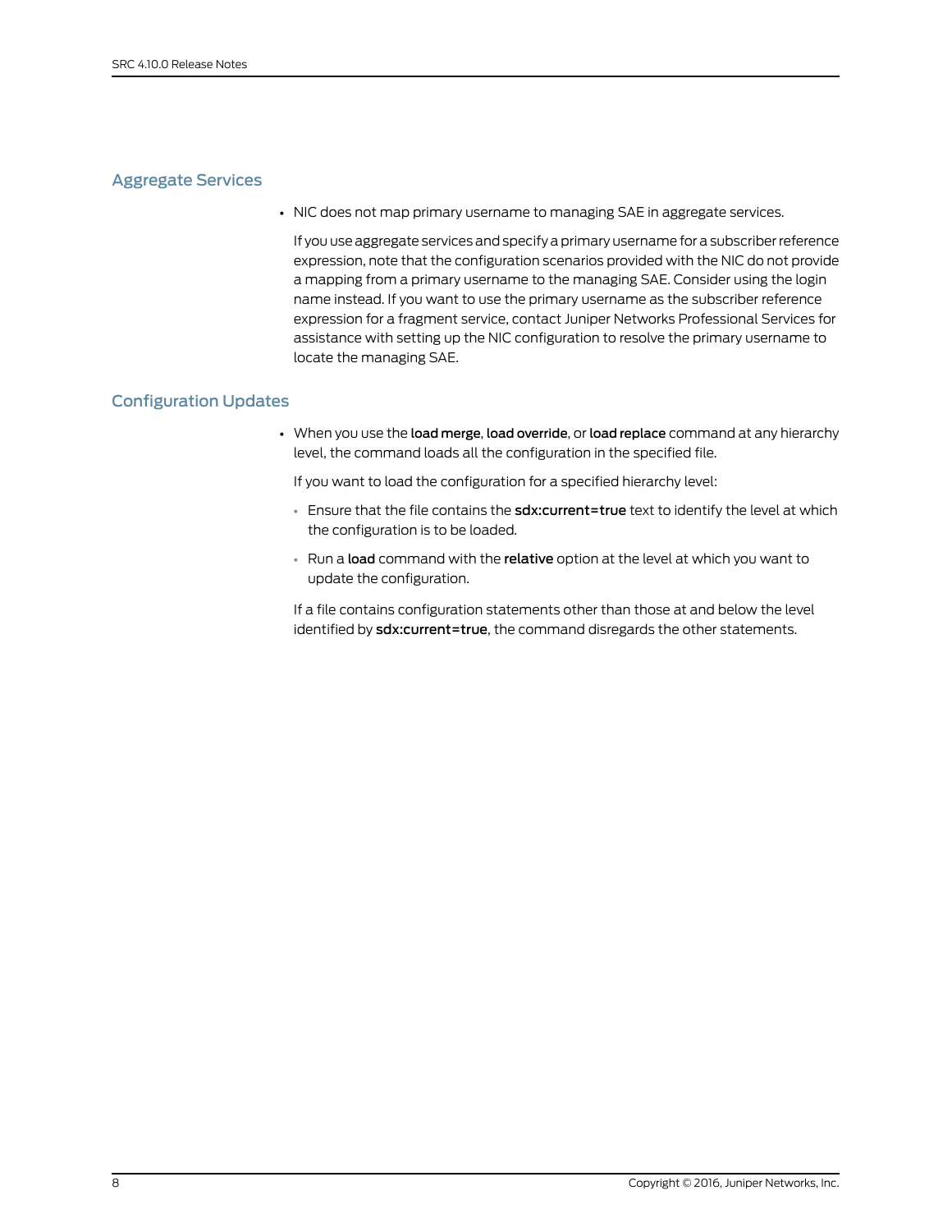## Aggregate Services

- NIC does not map primary username to managing SAE in aggregate services.

  If you use aggregate services and specify a primary username for a subscriber reference expression, note that the configuration scenarios provided with the NIC do not provide a mapping from a primary username to the managing SAE. Consider using the login name instead. If you want to use the primary username as the subscriber reference expression for a fragment service, contact Juniper Networks Professional Services for assistance with setting up the NIC configuration to resolve the primary username to locate the managing SAE.

## Configuration Updates

- When you use the **load merge**, **load override**, or **load replace** command at any hierarchy level, the command loads all the configuration in the specified file.

  If you want to load the configuration for a specified hierarchy level:

  - Ensure that the file contains the **sdx:current=true** text to identify the level at which the configuration is to be loaded.
  - Run a **load** command with the **relative** option at the level at which you want to update the configuration.

  If a file contains configuration statements other than those at and below the level identified by **sdx:current=true**, the command disregards the other statements.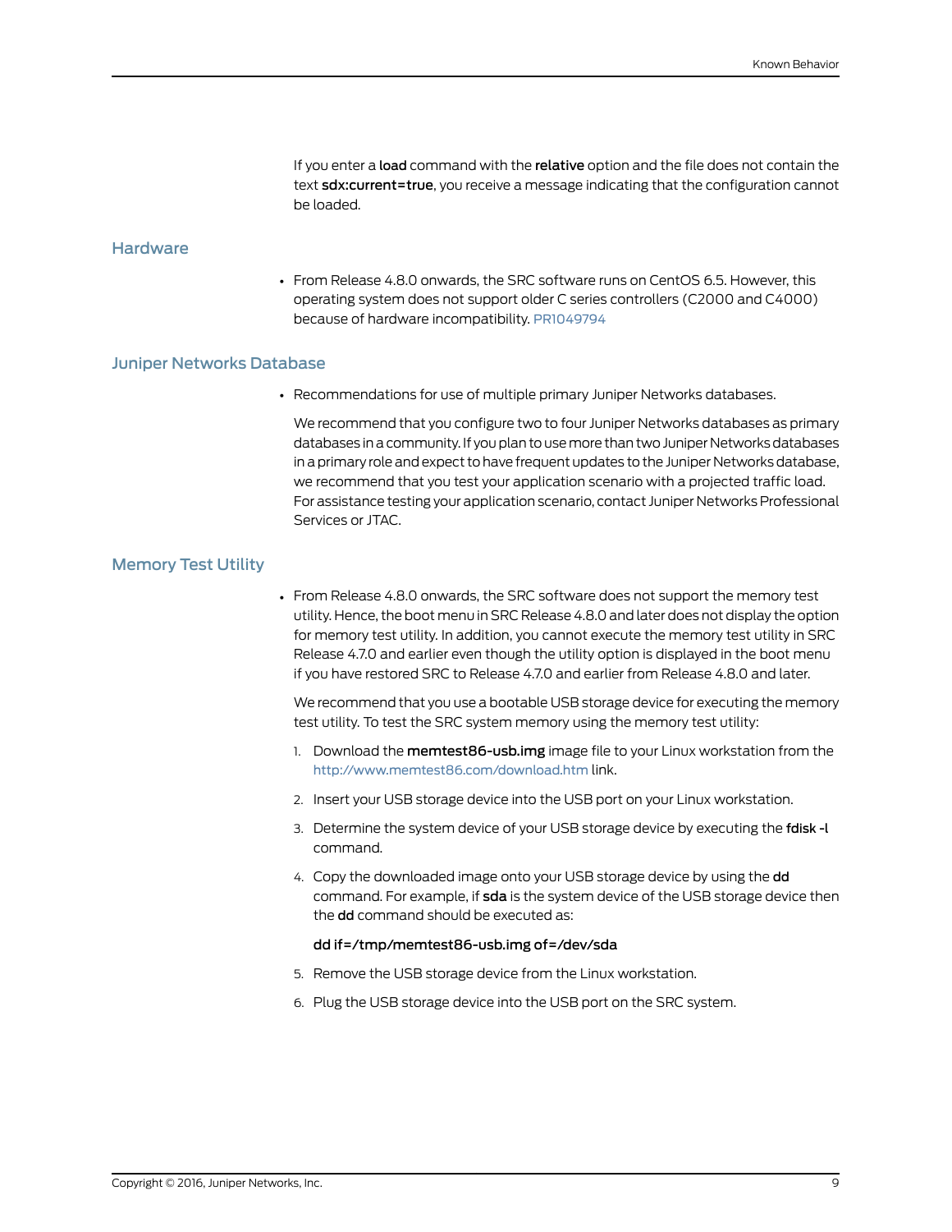If you enter a **load** command with the **relative** option and the file does not contain the text **sdx:current=true**, you receive a message indicating that the configuration cannot be loaded.

## Hardware

- From Release 4.8.0 onwards, the SRC software runs on CentOS 6.5. However, this operating system does not support older C series controllers (C2000 and C4000) because of hardware incompatibility. PR1049794

## Juniper Networks Database

- Recommendations for use of multiple primary Juniper Networks databases.

  We recommend that you configure two to four Juniper Networks databases as primary databases in a community. If you plan to use more than two Juniper Networks databases in a primary role and expect to have frequent updates to the Juniper Networks database, we recommend that you test your application scenario with a projected traffic load. For assistance testing your application scenario, contact Juniper Networks Professional Services or JTAC.

## Memory Test Utility

- From Release 4.8.0 onwards, the SRC software does not support the memory test utility. Hence, the boot menu in SRC Release 4.8.0 and later does not display the option for memory test utility. In addition, you cannot execute the memory test utility in SRC Release 4.7.0 and earlier even though the utility option is displayed in the boot menu if you have restored SRC to Release 4.7.0 and earlier from Release 4.8.0 and later.

  We recommend that you use a bootable USB storage device for executing the memory test utility. To test the SRC system memory using the memory test utility:

  1. Download the **memtest86-usb.img** image file to your Linux workstation from the http://www.memtest86.com/download.htm link.
  2. Insert your USB storage device into the USB port on your Linux workstation.
  3. Determine the system device of your USB storage device by executing the **fdisk -l** command.
  4. Copy the downloaded image onto your USB storage device by using the **dd** command. For example, if **sda** is the system device of the USB storage device then the **dd** command should be executed as:

     **dd if=/tmp/memtest86-usb.img of=/dev/sda**

  5. Remove the USB storage device from the Linux workstation.
  6. Plug the USB storage device into the USB port on the SRC system.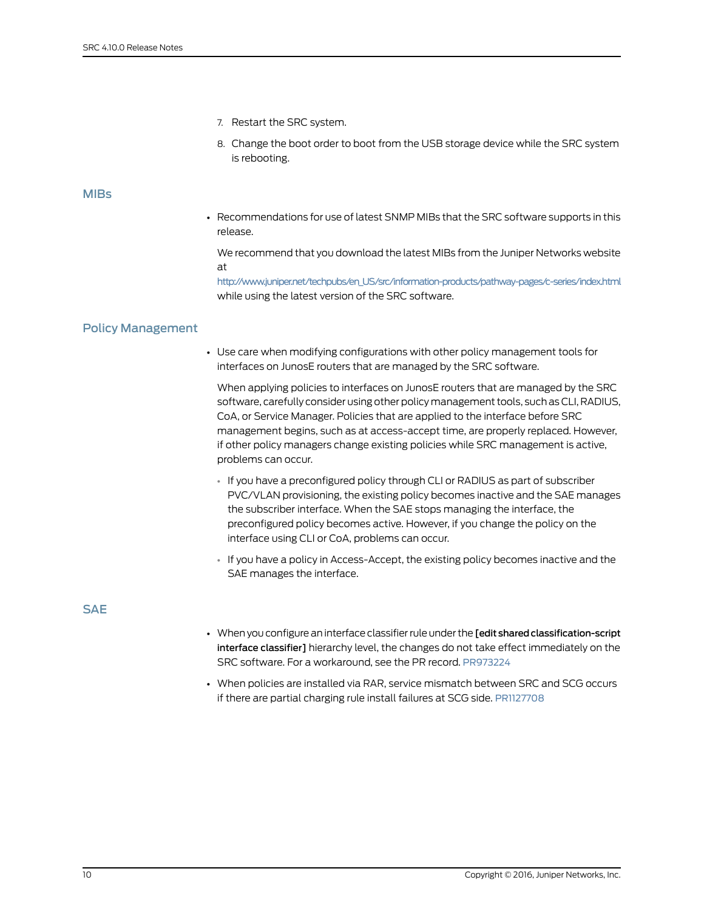7. Restart the SRC system.
8. Change the boot order to boot from the USB storage device while the SRC system is rebooting.

## MIBs

- Recommendations for use of latest SNMP MIBs that the SRC software supports in this release.

  We recommend that you download the latest MIBs from the Juniper Networks website at http://www.juniper.net/techpubs/en_US/src/information-products/pathway-pages/c-series/index.html while using the latest version of the SRC software.

## Policy Management

- Use care when modifying configurations with other policy management tools for interfaces on JunosE routers that are managed by the SRC software.

  When applying policies to interfaces on JunosE routers that are managed by the SRC software, carefully consider using other policy management tools, such as CLI, RADIUS, CoA, or Service Manager. Policies that are applied to the interface before SRC management begins, such as at access-accept time, are properly replaced. However, if other policy managers change existing policies while SRC management is active, problems can occur.

  - If you have a preconfigured policy through CLI or RADIUS as part of subscriber PVC/VLAN provisioning, the existing policy becomes inactive and the SAE manages the subscriber interface. When the SAE stops managing the interface, the preconfigured policy becomes active. However, if you change the policy on the interface using CLI or CoA, problems can occur.
  - If you have a policy in Access-Accept, the existing policy becomes inactive and the SAE manages the interface.

## SAE

- When you configure an interface classifier rule under the **[edit shared classification-script interface classifier]** hierarchy level, the changes do not take effect immediately on the SRC software. For a workaround, see the PR record. PR973224
- When policies are installed via RAR, service mismatch between SRC and SCG occurs if there are partial charging rule install failures at SCG side. PR1127708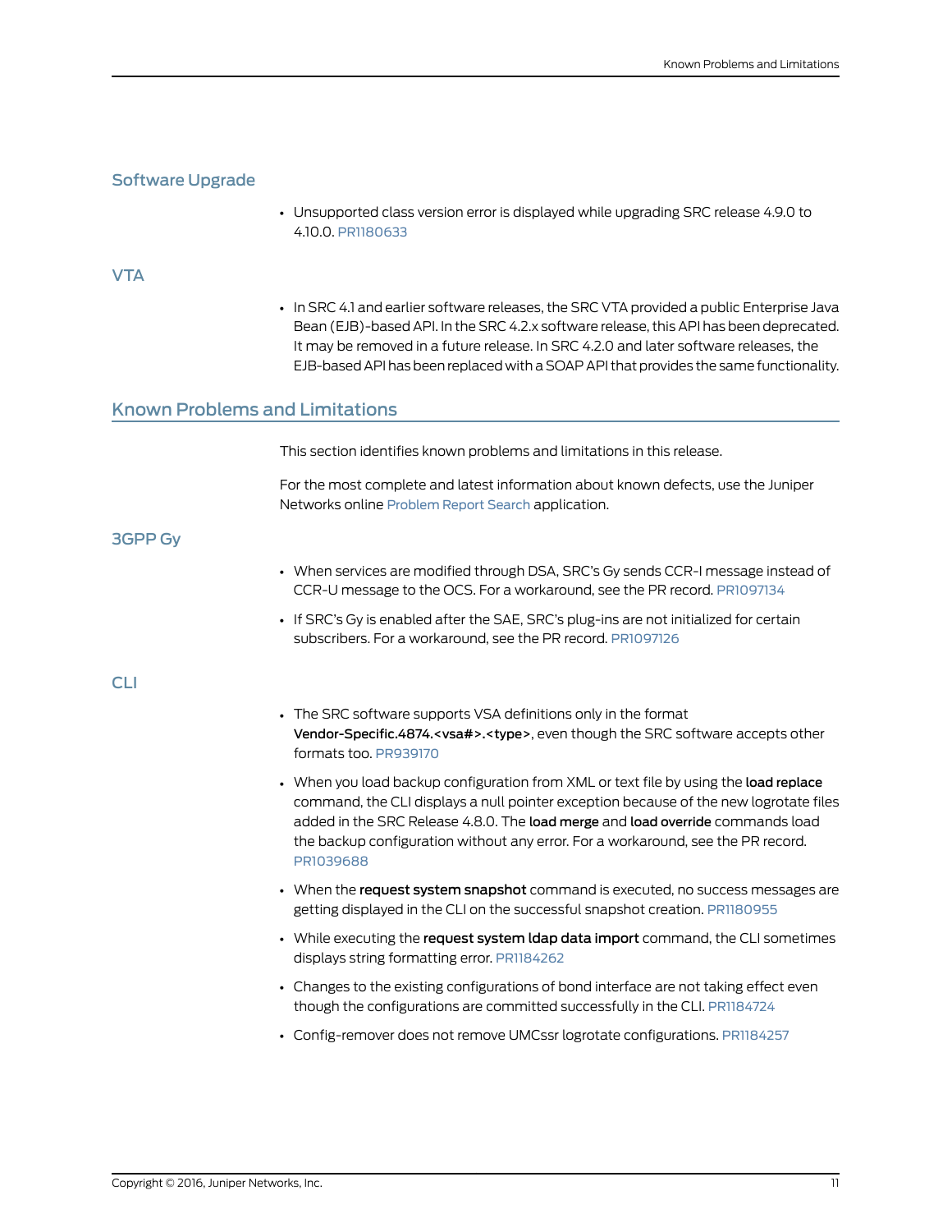### Software Upgrade

- Unsupported class version error is displayed while upgrading SRC release 4.9.0 to 4.10.0. PR1180633

### VTA

- In SRC 4.1 and earlier software releases, the SRC VTA provided a public Enterprise Java Bean (EJB)-based API. In the SRC 4.2.x software release, this API has been deprecated. It may be removed in a future release. In SRC 4.2.0 and later software releases, the EJB-based API has been replaced with a SOAP API that provides the same functionality.

## Known Problems and Limitations

This section identifies known problems and limitations in this release.

For the most complete and latest information about known defects, use the Juniper Networks online Problem Report Search application.

### 3GPP Gy

- When services are modified through DSA, SRC's Gy sends CCR-I message instead of CCR-U message to the OCS. For a workaround, see the PR record. PR1097134
- If SRC's Gy is enabled after the SAE, SRC's plug-ins are not initialized for certain subscribers. For a workaround, see the PR record. PR1097126

### CLI

- The SRC software supports VSA definitions only in the format **Vendor-Specific.4874.<vsa#>.<type>**, even though the SRC software accepts other formats too. PR939170
- When you load backup configuration from XML or text file by using the **load replace** command, the CLI displays a null pointer exception because of the new logrotate files added in the SRC Release 4.8.0. The **load merge** and **load override** commands load the backup configuration without any error. For a workaround, see the PR record. PR1039688
- When the **request system snapshot** command is executed, no success messages are getting displayed in the CLI on the successful snapshot creation. PR1180955
- While executing the **request system ldap data import** command, the CLI sometimes displays string formatting error. PR1184262
- Changes to the existing configurations of bond interface are not taking effect even though the configurations are committed successfully in the CLI. PR1184724
- Config-remover does not remove UMCssr logrotate configurations. PR1184257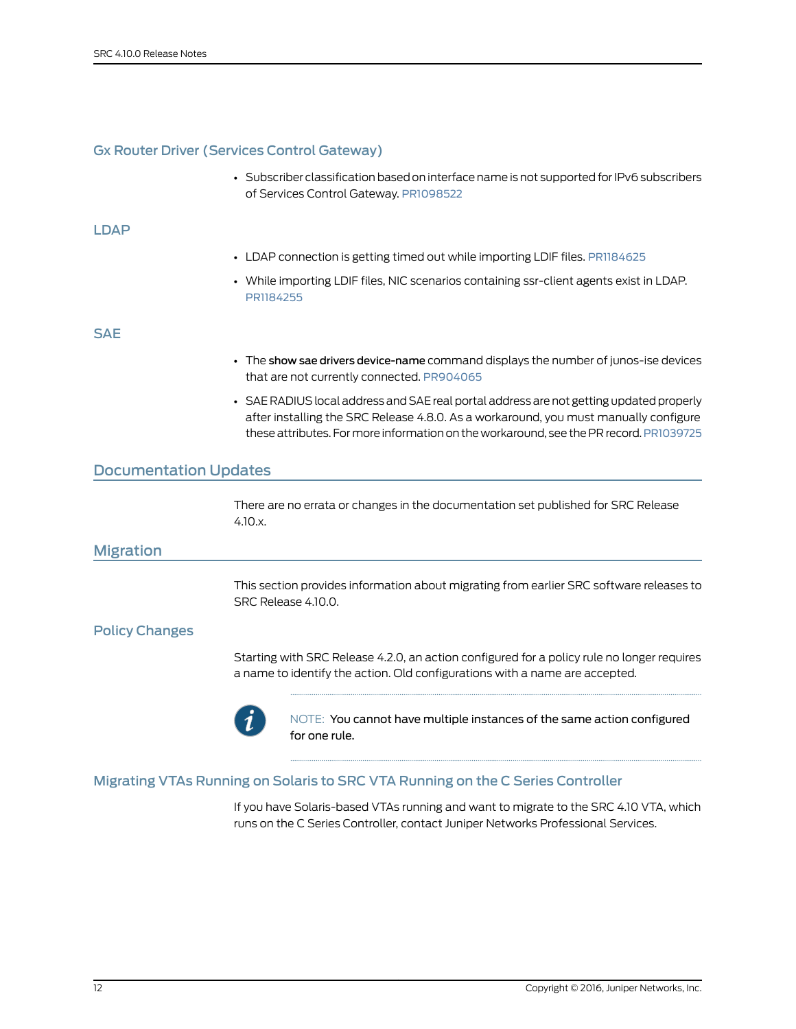### Gx Router Driver (Services Control Gateway)

- Subscriber classification based on interface name is not supported for IPv6 subscribers of Services Control Gateway. PR1098522

### LDAP

- LDAP connection is getting timed out while importing LDIF files. PR1184625
- While importing LDIF files, NIC scenarios containing ssr-client agents exist in LDAP. PR1184255

### SAE

- The **show sae drivers device-name** command displays the number of junos-ise devices that are not currently connected. PR904065
- SAE RADIUS local address and SAE real portal address are not getting updated properly after installing the SRC Release 4.8.0. As a workaround, you must manually configure these attributes. For more information on the workaround, see the PR record. PR1039725

## Documentation Updates

There are no errata or changes in the documentation set published for SRC Release 4.10.x.

## Migration

This section provides information about migrating from earlier SRC software releases to SRC Release 4.10.0.

### Policy Changes

Starting with SRC Release 4.2.0, an action configured for a policy rule no longer requires a name to identify the action. Old configurations with a name are accepted.

> NOTE: You cannot have multiple instances of the same action configured for one rule.

### Migrating VTAs Running on Solaris to SRC VTA Running on the C Series Controller

If you have Solaris-based VTAs running and want to migrate to the SRC 4.10 VTA, which runs on the C Series Controller, contact Juniper Networks Professional Services.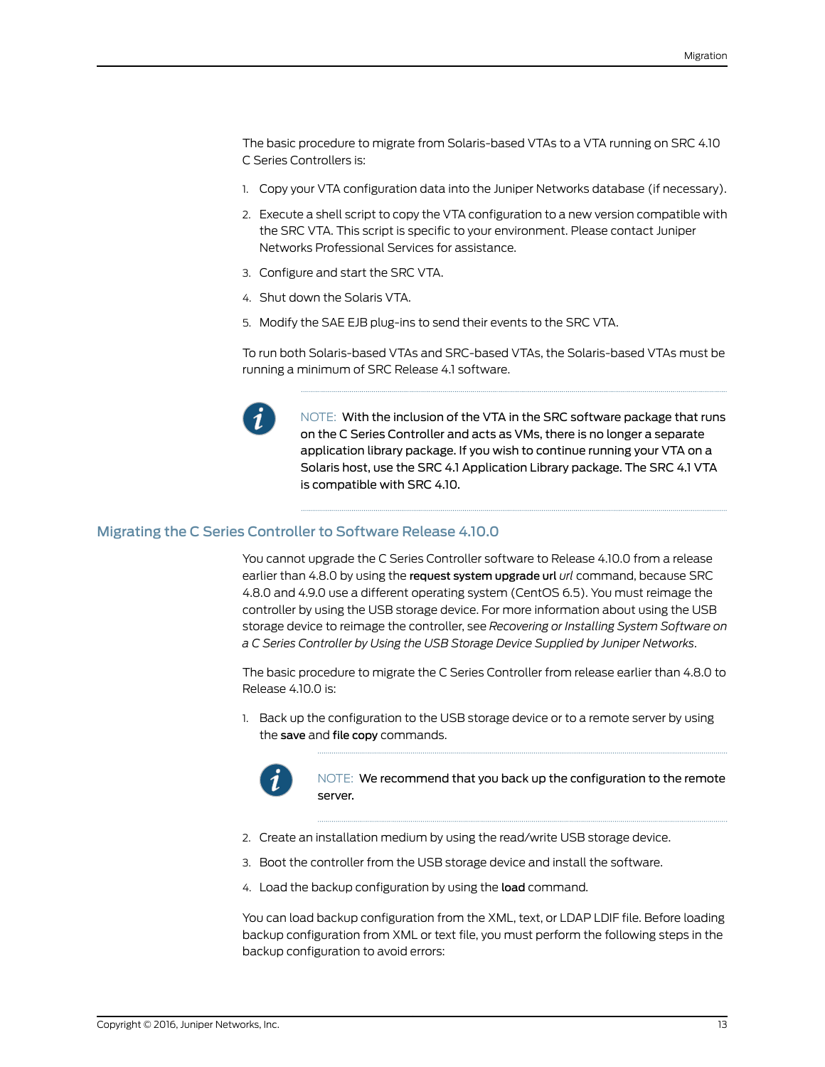The basic procedure to migrate from Solaris-based VTAs to a VTA running on SRC 4.10 C Series Controllers is:

1. Copy your VTA configuration data into the Juniper Networks database (if necessary).
2. Execute a shell script to copy the VTA configuration to a new version compatible with the SRC VTA. This script is specific to your environment. Please contact Juniper Networks Professional Services for assistance.
3. Configure and start the SRC VTA.
4. Shut down the Solaris VTA.
5. Modify the SAE EJB plug-ins to send their events to the SRC VTA.

To run both Solaris-based VTAs and SRC-based VTAs, the Solaris-based VTAs must be running a minimum of SRC Release 4.1 software.

NOTE: With the inclusion of the VTA in the SRC software package that runs on the C Series Controller and acts as VMs, there is no longer a separate application library package. If you wish to continue running your VTA on a Solaris host, use the SRC 4.1 Application Library package. The SRC 4.1 VTA is compatible with SRC 4.10.

## Migrating the C Series Controller to Software Release 4.10.0

You cannot upgrade the C Series Controller software to Release 4.10.0 from a release earlier than 4.8.0 by using the **request system upgrade url** *url* command, because SRC 4.8.0 and 4.9.0 use a different operating system (CentOS 6.5). You must reimage the controller by using the USB storage device. For more information about using the USB storage device to reimage the controller, see *Recovering or Installing System Software on a C Series Controller by Using the USB Storage Device Supplied by Juniper Networks*.

The basic procedure to migrate the C Series Controller from release earlier than 4.8.0 to Release 4.10.0 is:

1. Back up the configuration to the USB storage device or to a remote server by using the **save** and **file copy** commands.

   NOTE: We recommend that you back up the configuration to the remote server.

2. Create an installation medium by using the read/write USB storage device.
3. Boot the controller from the USB storage device and install the software.
4. Load the backup configuration by using the **load** command.

You can load backup configuration from the XML, text, or LDAP LDIF file. Before loading backup configuration from XML or text file, you must perform the following steps in the backup configuration to avoid errors: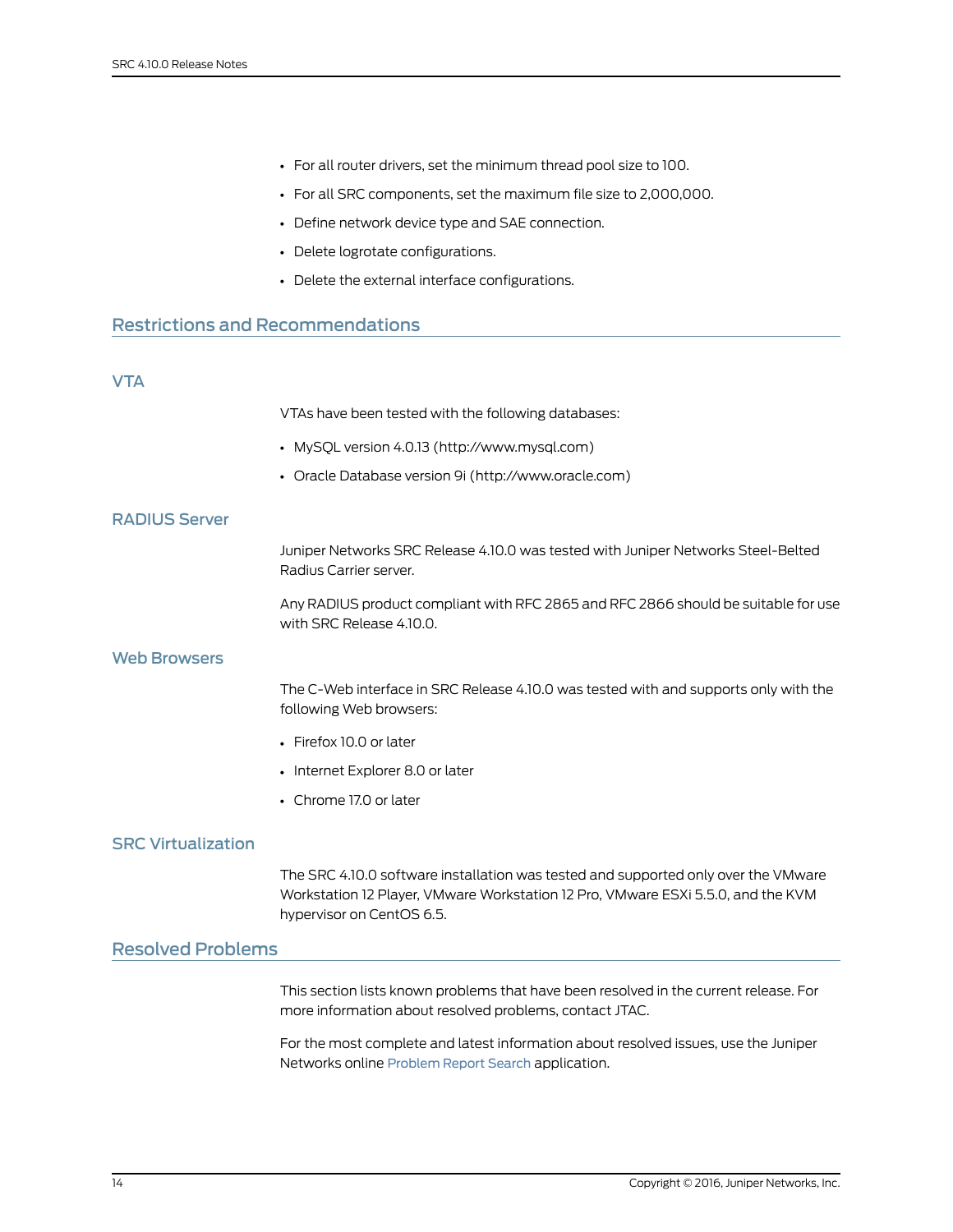- For all router drivers, set the minimum thread pool size to 100.
- For all SRC components, set the maximum file size to 2,000,000.
- Define network device type and SAE connection.
- Delete logrotate configurations.
- Delete the external interface configurations.

## Restrictions and Recommendations

### VTA

VTAs have been tested with the following databases:

- MySQL version 4.0.13 (http://www.mysql.com)
- Oracle Database version 9i (http://www.oracle.com)

### RADIUS Server

Juniper Networks SRC Release 4.10.0 was tested with Juniper Networks Steel-Belted Radius Carrier server.

Any RADIUS product compliant with RFC 2865 and RFC 2866 should be suitable for use with SRC Release 4.10.0.

### Web Browsers

The C-Web interface in SRC Release 4.10.0 was tested with and supports only with the following Web browsers:

- Firefox 10.0 or later
- Internet Explorer 8.0 or later
- Chrome 17.0 or later

### SRC Virtualization

The SRC 4.10.0 software installation was tested and supported only over the VMware Workstation 12 Player, VMware Workstation 12 Pro, VMware ESXi 5.5.0, and the KVM hypervisor on CentOS 6.5.

## Resolved Problems

This section lists known problems that have been resolved in the current release. For more information about resolved problems, contact JTAC.

For the most complete and latest information about resolved issues, use the Juniper Networks online Problem Report Search application.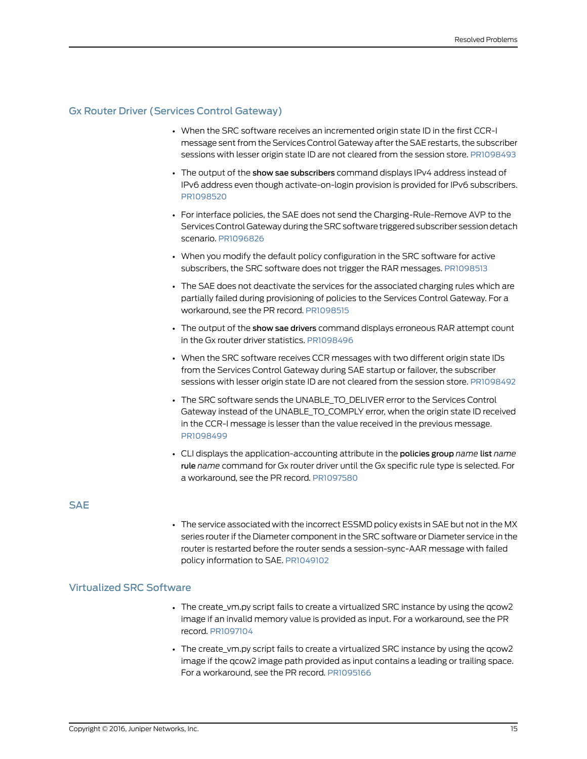## Gx Router Driver (Services Control Gateway)

- When the SRC software receives an incremented origin state ID in the first CCR-I message sent from the Services Control Gateway after the SAE restarts, the subscriber sessions with lesser origin state ID are not cleared from the session store. PR1098493
- The output of the **show sae subscribers** command displays IPv4 address instead of IPv6 address even though activate-on-login provision is provided for IPv6 subscribers. PR1098520
- For interface policies, the SAE does not send the Charging-Rule-Remove AVP to the Services Control Gateway during the SRC software triggered subscriber session detach scenario. PR1096826
- When you modify the default policy configuration in the SRC software for active subscribers, the SRC software does not trigger the RAR messages. PR1098513
- The SAE does not deactivate the services for the associated charging rules which are partially failed during provisioning of policies to the Services Control Gateway. For a workaround, see the PR record. PR1098515
- The output of the **show sae drivers** command displays erroneous RAR attempt count in the Gx router driver statistics. PR1098496
- When the SRC software receives CCR messages with two different origin state IDs from the Services Control Gateway during SAE startup or failover, the subscriber sessions with lesser origin state ID are not cleared from the session store. PR1098492
- The SRC software sends the UNABLE_TO_DELIVER error to the Services Control Gateway instead of the UNABLE_TO_COMPLY error, when the origin state ID received in the CCR-I message is lesser than the value received in the previous message. PR1098499
- CLI displays the application-accounting attribute in the **policies group** *name* **list** *name* **rule** *name* command for Gx router driver until the Gx specific rule type is selected. For a workaround, see the PR record. PR1097580

## SAE

- The service associated with the incorrect ESSMD policy exists in SAE but not in the MX series router if the Diameter component in the SRC software or Diameter service in the router is restarted before the router sends a session-sync-AAR message with failed policy information to SAE. PR1049102

## Virtualized SRC Software

- The create_vm.py script fails to create a virtualized SRC instance by using the qcow2 image if an invalid memory value is provided as input. For a workaround, see the PR record. PR1097104
- The create_vm.py script fails to create a virtualized SRC instance by using the qcow2 image if the qcow2 image path provided as input contains a leading or trailing space. For a workaround, see the PR record. PR1095166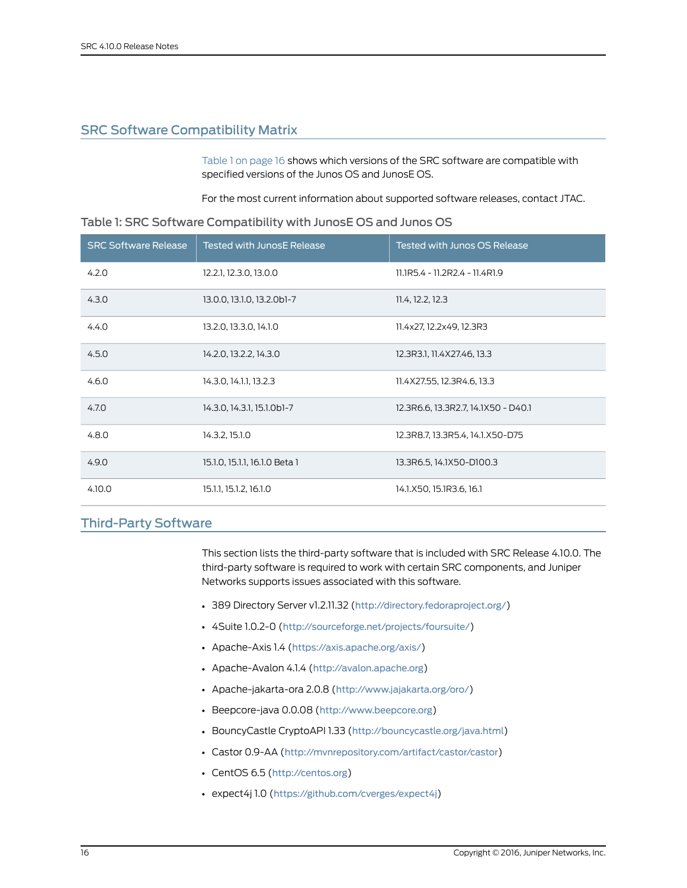## SRC Software Compatibility Matrix

Table 1 on page 16 shows which versions of the SRC software are compatible with specified versions of the Junos OS and JunosE OS.

For the most current information about supported software releases, contact JTAC.

### Table 1: SRC Software Compatibility with JunosE OS and Junos OS

| SRC Software Release | Tested with JunosE Release | Tested with Junos OS Release |
| --- | --- | --- |
| 4.2.0 | 12.2.1, 12.3.0, 13.0.0 | 11.1R5.4 - 11.2R2.4 - 11.4R1.9 |
| 4.3.0 | 13.0.0, 13.1.0, 13.2.0b1-7 | 11.4, 12.2, 12.3 |
| 4.4.0 | 13.2.0, 13.3.0, 14.1.0 | 11.4x27, 12.2x49, 12.3R3 |
| 4.5.0 | 14.2.0, 13.2.2, 14.3.0 | 12.3R3.1, 11.4X27.46, 13.3 |
| 4.6.0 | 14.3.0, 14.1.1, 13.2.3 | 11.4X27.55, 12.3R4.6, 13.3 |
| 4.7.0 | 14.3.0, 14.3.1, 15.1.0b1-7 | 12.3R6.6, 13.3R2.7, 14.1X50 - D40.1 |
| 4.8.0 | 14.3.2, 15.1.0 | 12.3R8.7, 13.3R5.4, 14.1.X50-D75 |
| 4.9.0 | 15.1.0, 15.1.1, 16.1.0 Beta 1 | 13.3R6.5, 14.1X50-D100.3 |
| 4.10.0 | 15.1.1, 15.1.2, 16.1.0 | 14.1.X50, 15.1R3.6, 16.1 |

## Third-Party Software

This section lists the third-party software that is included with SRC Release 4.10.0. The third-party software is required to work with certain SRC components, and Juniper Networks supports issues associated with this software.

- 389 Directory Server v1.2.11.32 (http://directory.fedoraproject.org/)
- 4Suite 1.0.2-0 (http://sourceforge.net/projects/foursuite/)
- Apache-Axis 1.4 (https://axis.apache.org/axis/)
- Apache-Avalon 4.1.4 (http://avalon.apache.org)
- Apache-jakarta-ora 2.0.8 (http://www.jajakarta.org/oro/)
- Beepcore-java 0.0.08 (http://www.beepcore.org)
- BouncyCastle CryptoAPI 1.33 (http://bouncycastle.org/java.html)
- Castor 0.9-AA (http://mvnrepository.com/artifact/castor/castor)
- CentOS 6.5 (http://centos.org)
- expect4j 1.0 (https://github.com/cverges/expect4j)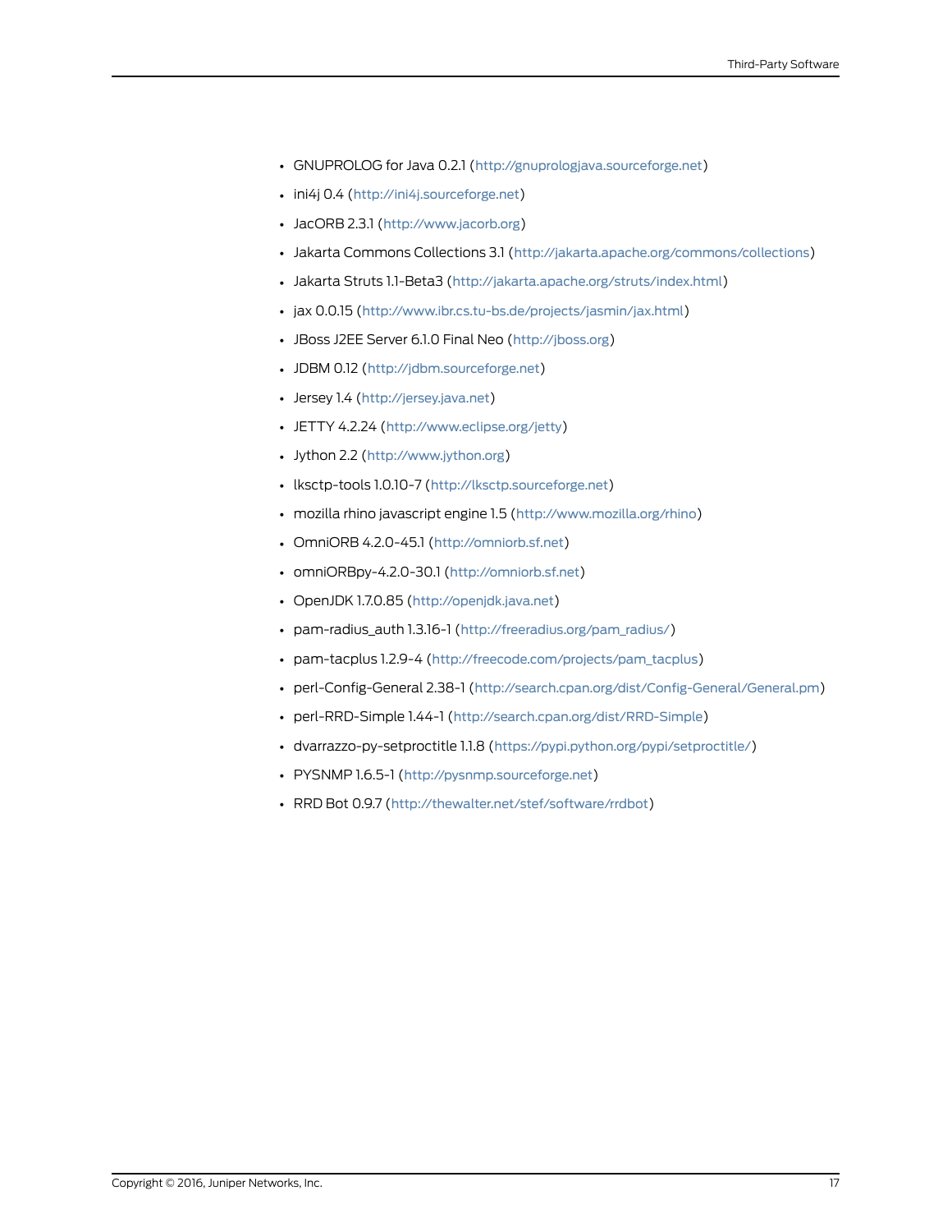- GNUPROLOG for Java 0.2.1 (http://gnuprologjava.sourceforge.net)
- ini4j 0.4 (http://ini4j.sourceforge.net)
- JacORB 2.3.1 (http://www.jacorb.org)
- Jakarta Commons Collections 3.1 (http://jakarta.apache.org/commons/collections)
- Jakarta Struts 1.1-Beta3 (http://jakarta.apache.org/struts/index.html)
- jax 0.0.15 (http://www.ibr.cs.tu-bs.de/projects/jasmin/jax.html)
- JBoss J2EE Server 6.1.0 Final Neo (http://jboss.org)
- JDBM 0.12 (http://jdbm.sourceforge.net)
- Jersey 1.4 (http://jersey.java.net)
- JETTY 4.2.24 (http://www.eclipse.org/jetty)
- Jython 2.2 (http://www.jython.org)
- lksctp-tools 1.0.10-7 (http://lksctp.sourceforge.net)
- mozilla rhino javascript engine 1.5 (http://www.mozilla.org/rhino)
- OmniORB 4.2.0-45.1 (http://omniorb.sf.net)
- omniORBpy-4.2.0-30.1 (http://omniorb.sf.net)
- OpenJDK 1.7.0.85 (http://openjdk.java.net)
- pam-radius_auth 1.3.16-1 (http://freeradius.org/pam_radius/)
- pam-tacplus 1.2.9-4 (http://freecode.com/projects/pam_tacplus)
- perl-Config-General 2.38-1 (http://search.cpan.org/dist/Config-General/General.pm)
- perl-RRD-Simple 1.44-1 (http://search.cpan.org/dist/RRD-Simple)
- dvarrazzo-py-setproctitle 1.1.8 (https://pypi.python.org/pypi/setproctitle/)
- PYSNMP 1.6.5-1 (http://pysnmp.sourceforge.net)
- RRD Bot 0.9.7 (http://thewalter.net/stef/software/rrdbot)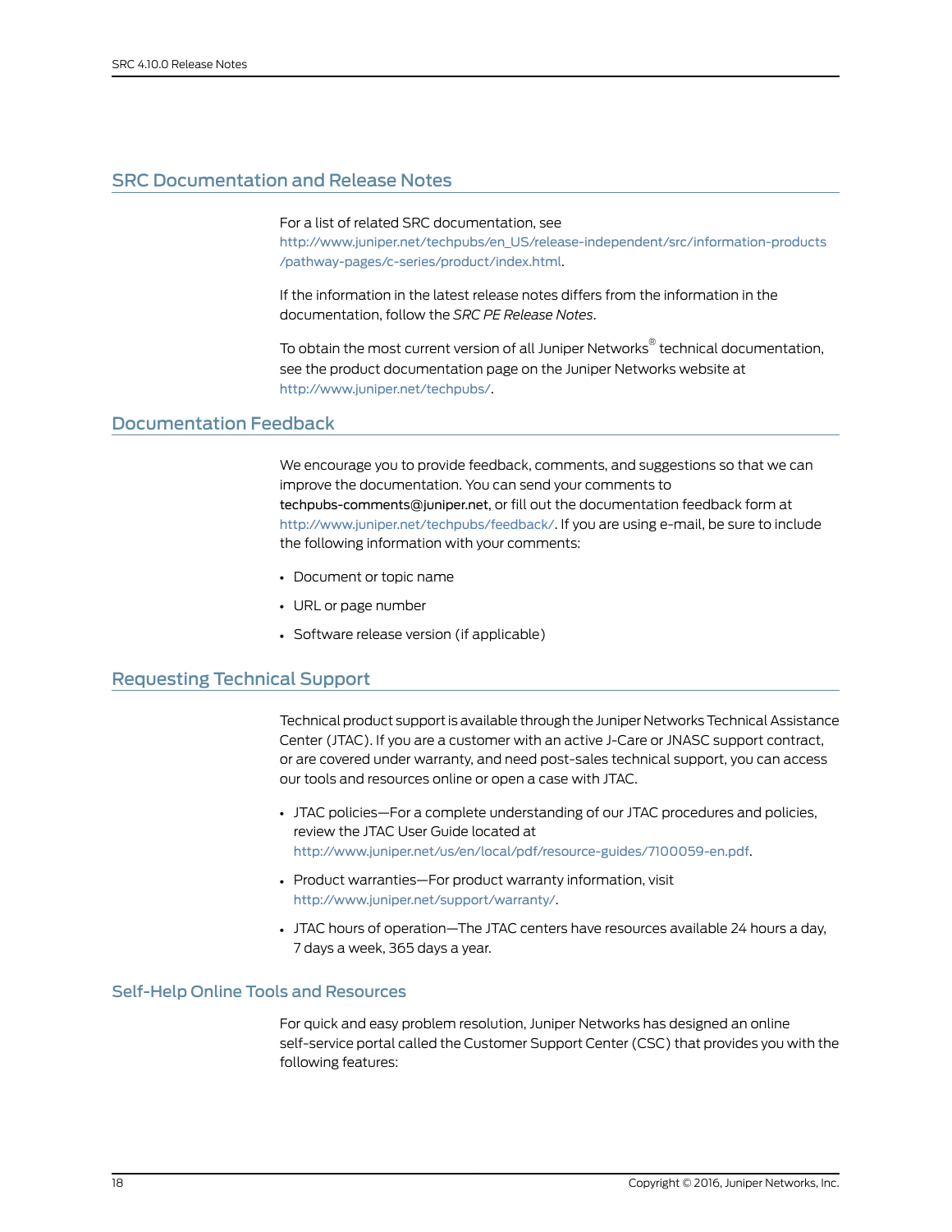## SRC Documentation and Release Notes

For a list of related SRC documentation, see http://www.juniper.net/techpubs/en_US/release-independent/src/information-products/pathway-pages/c-series/product/index.html.

If the information in the latest release notes differs from the information in the documentation, follow the *SRC PE Release Notes*.

To obtain the most current version of all Juniper Networks® technical documentation, see the product documentation page on the Juniper Networks website at http://www.juniper.net/techpubs/.

## Documentation Feedback

We encourage you to provide feedback, comments, and suggestions so that we can improve the documentation. You can send your comments to techpubs-comments@juniper.net, or fill out the documentation feedback form at http://www.juniper.net/techpubs/feedback/. If you are using e-mail, be sure to include the following information with your comments:

- Document or topic name
- URL or page number
- Software release version (if applicable)

## Requesting Technical Support

Technical product support is available through the Juniper Networks Technical Assistance Center (JTAC). If you are a customer with an active J-Care or JNASC support contract, or are covered under warranty, and need post-sales technical support, you can access our tools and resources online or open a case with JTAC.

- JTAC policies—For a complete understanding of our JTAC procedures and policies, review the JTAC User Guide located at http://www.juniper.net/us/en/local/pdf/resource-guides/7100059-en.pdf.
- Product warranties—For product warranty information, visit http://www.juniper.net/support/warranty/.
- JTAC hours of operation—The JTAC centers have resources available 24 hours a day, 7 days a week, 365 days a year.

### Self-Help Online Tools and Resources

For quick and easy problem resolution, Juniper Networks has designed an online self-service portal called the Customer Support Center (CSC) that provides you with the following features: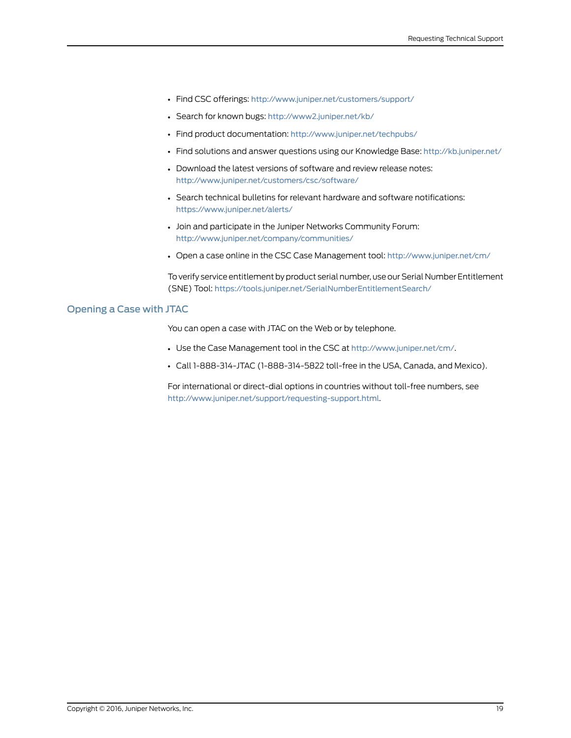- Find CSC offerings: http://www.juniper.net/customers/support/
- Search for known bugs: http://www2.juniper.net/kb/
- Find product documentation: http://www.juniper.net/techpubs/
- Find solutions and answer questions using our Knowledge Base: http://kb.juniper.net/
- Download the latest versions of software and review release notes: http://www.juniper.net/customers/csc/software/
- Search technical bulletins for relevant hardware and software notifications: https://www.juniper.net/alerts/
- Join and participate in the Juniper Networks Community Forum: http://www.juniper.net/company/communities/
- Open a case online in the CSC Case Management tool: http://www.juniper.net/cm/

To verify service entitlement by product serial number, use our Serial Number Entitlement (SNE) Tool: https://tools.juniper.net/SerialNumberEntitlementSearch/

## Opening a Case with JTAC

You can open a case with JTAC on the Web or by telephone.

- Use the Case Management tool in the CSC at http://www.juniper.net/cm/.
- Call 1-888-314-JTAC (1-888-314-5822 toll-free in the USA, Canada, and Mexico).

For international or direct-dial options in countries without toll-free numbers, see http://www.juniper.net/support/requesting-support.html.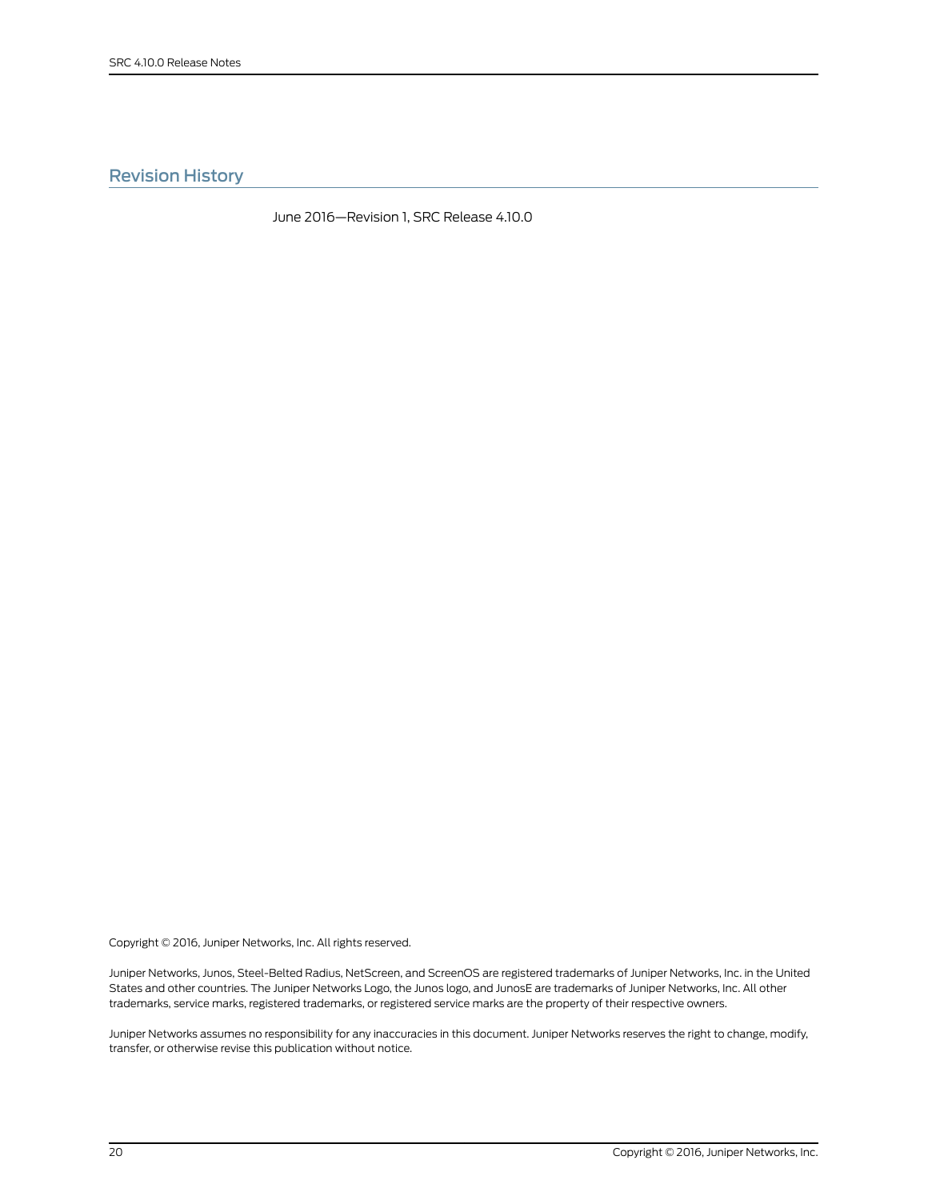## Revision History

June 2016—Revision 1, SRC Release 4.10.0

Copyright © 2016, Juniper Networks, Inc. All rights reserved.

Juniper Networks, Junos, Steel-Belted Radius, NetScreen, and ScreenOS are registered trademarks of Juniper Networks, Inc. in the United States and other countries. The Juniper Networks Logo, the Junos logo, and JunosE are trademarks of Juniper Networks, Inc. All other trademarks, service marks, registered trademarks, or registered service marks are the property of their respective owners.

Juniper Networks assumes no responsibility for any inaccuracies in this document. Juniper Networks reserves the right to change, modify, transfer, or otherwise revise this publication without notice.